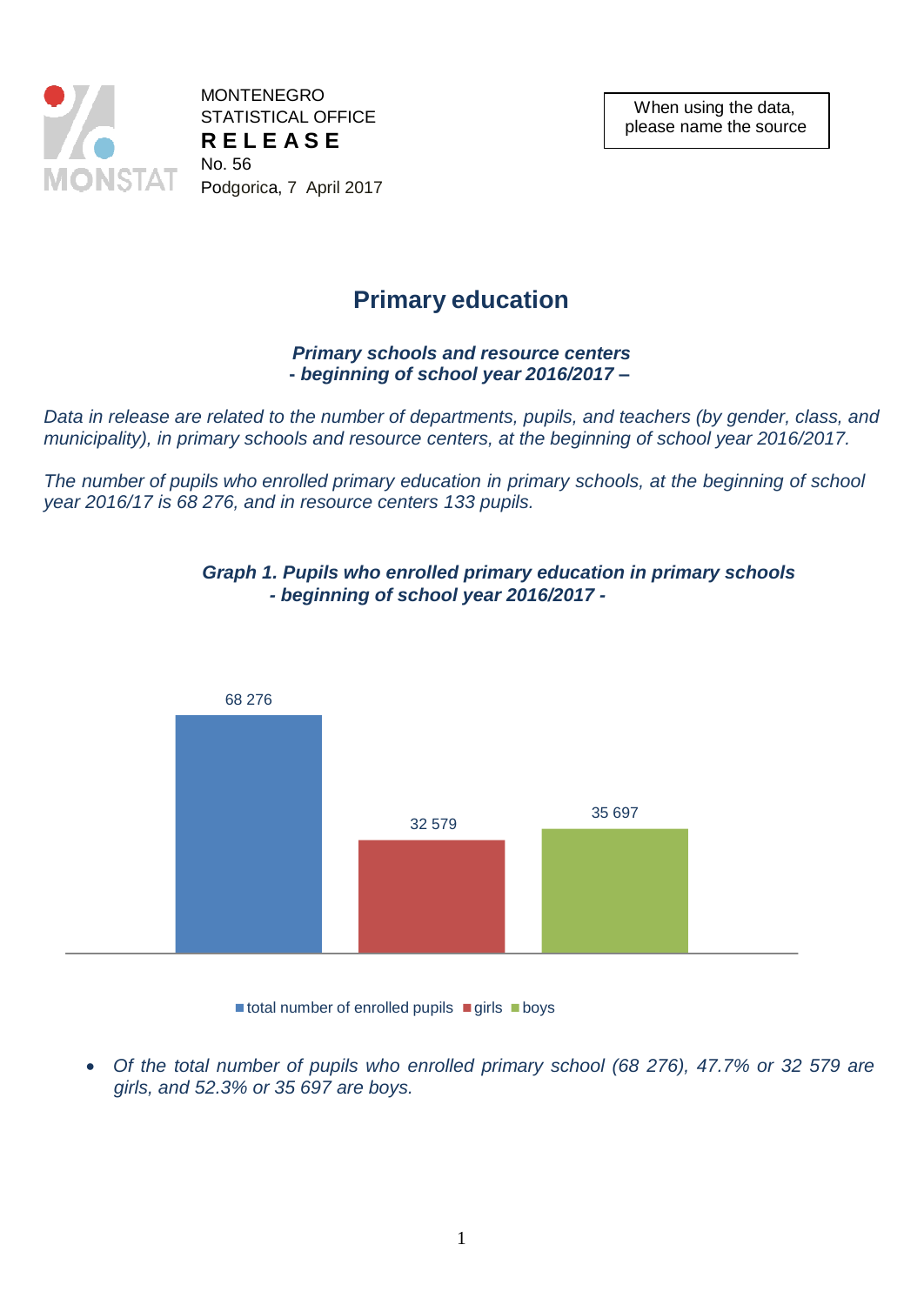MONTENEGRO
STATISTICAL OFFICE
**R E L E A S E**
No. 56
Podgorica, 7 April 2017

When using the data, please name the source

# Primary education

***Primary schools and resource centers***
***- beginning of school year 2016/2017 –***

*Data in release are related to the number of departments, pupils, and teachers (by gender, class, and municipality), in primary schools and resource centers, at the beginning of school year 2016/2017.*

*The number of pupils who enrolled primary education in primary schools, at the beginning of school year 2016/17 is 68 276, and in resource centers 133 pupils.*

***Graph 1. Pupils who enrolled primary education in primary schools***
***- beginning of school year 2016/2017 -***

| | Number of pupils |
|---|---|
| total number of enrolled pupils | 68 276 |
| girls | 32 579 |
| boys | 35 697 |

- *Of the total number of pupils who enrolled primary school (68 276), 47.7% or 32 579 are girls, and 52.3% or 35 697 are boys.*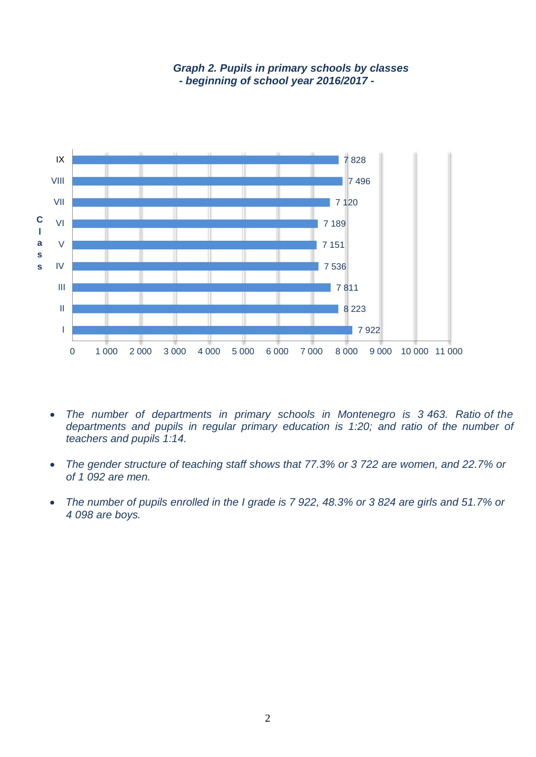***Graph 2. Pupils in primary schools by classes***
***- beginning of school year 2016/2017 -***

| Class | Pupils |
|---|---|
| IX | 7 828 |
| VIII | 7 496 |
| VII | 7 120 |
| VI | 7 189 |
| V | 7 151 |
| IV | 7 536 |
| III | 7 811 |
| II | 8 223 |
| I | 7 922 |

- *The number of departments in primary schools in Montenegro is 3 463. Ratio of the departments and pupils in regular primary education is 1:20; and ratio of the number of teachers and pupils 1:14.*

- *The gender structure of teaching staff shows that 77.3% or 3 722 are women, and 22.7% or of 1 092 are men.*

- *The number of pupils enrolled in the I grade is 7 922, 48.3% or 3 824 are girls and 51.7% or 4 098 are boys.*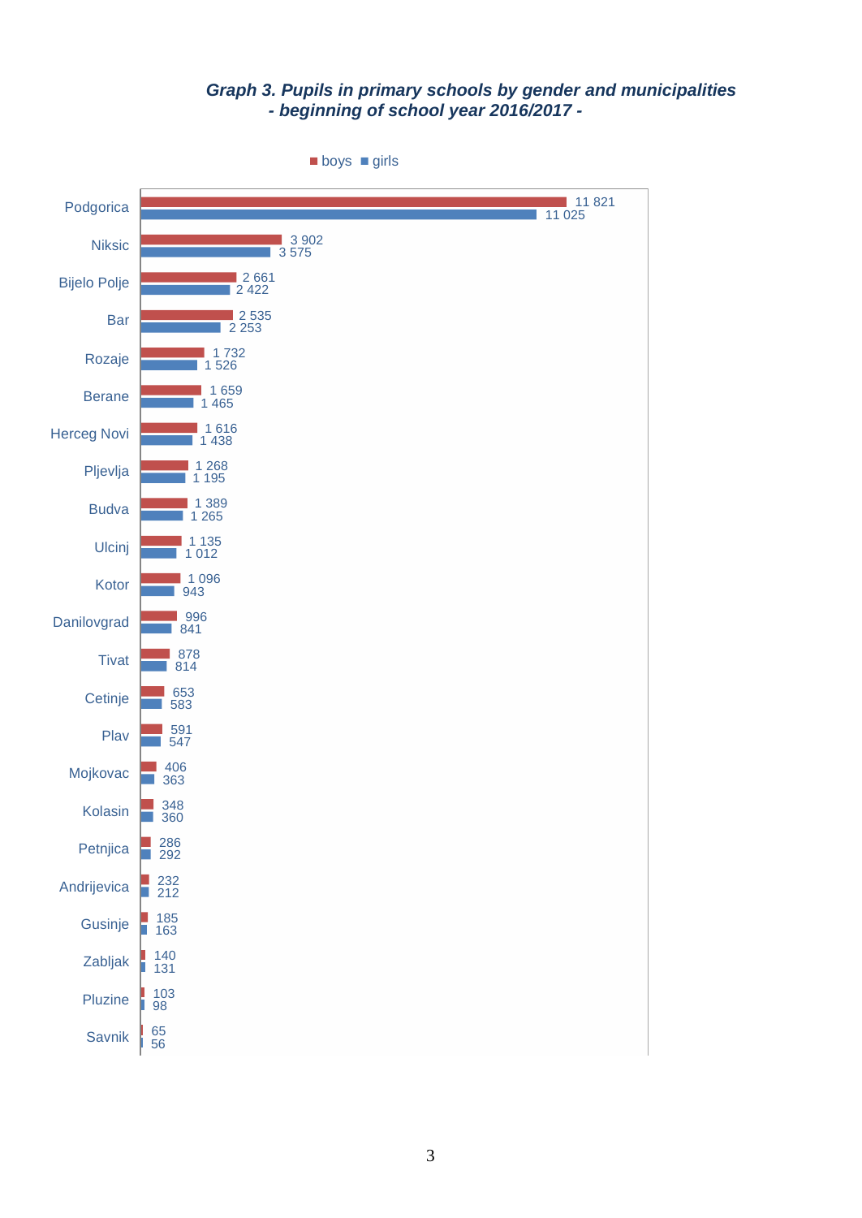***Graph 3. Pupils in primary schools by gender and municipalities - beginning of school year 2016/2017 -***

| Municipality | boys | girls |
|---|---|---|
| Podgorica | 11 821 | 11 025 |
| Niksic | 3 902 | 3 575 |
| Bijelo Polje | 2 661 | 2 422 |
| Bar | 2 535 | 2 253 |
| Rozaje | 1 732 | 1 526 |
| Berane | 1 659 | 1 465 |
| Herceg Novi | 1 616 | 1 438 |
| Pljevlja | 1 268 | 1 195 |
| Budva | 1 389 | 1 265 |
| Ulcinj | 1 135 | 1 012 |
| Kotor | 1 096 | 943 |
| Danilovgrad | 996 | 841 |
| Tivat | 878 | 814 |
| Cetinje | 653 | 583 |
| Plav | 591 | 547 |
| Mojkovac | 406 | 363 |
| Kolasin | 348 | 360 |
| Petnjica | 286 | 292 |
| Andrijevica | 232 | 212 |
| Gusinje | 185 | 163 |
| Zabljak | 140 | 131 |
| Pluzine | 103 | 98 |
| Savnik | 65 | 56 |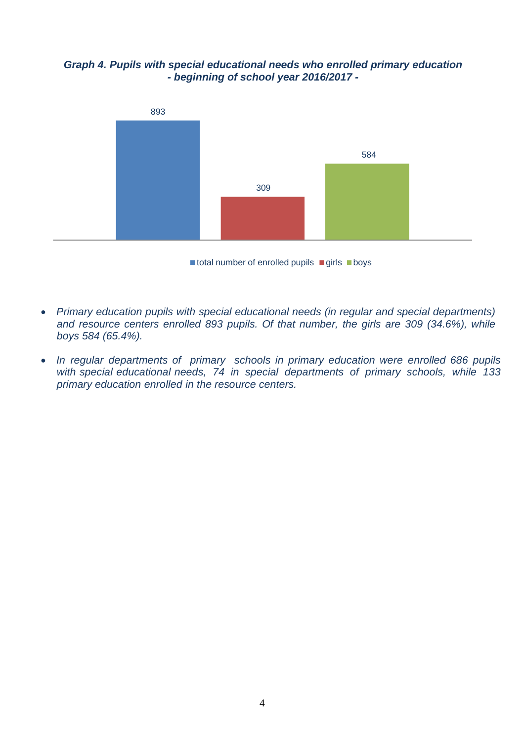***Graph 4. Pupils with special educational needs who enrolled primary education - beginning of school year 2016/2017 -***

- *Primary education pupils with special educational needs (in regular and special departments) and resource centers enrolled 893 pupils. Of that number, the girls are 309 (34.6%), while boys 584 (65.4%).*

- *In regular departments of primary schools in primary education were enrolled 686 pupils with special educational needs, 74 in special departments of primary schools, while 133 primary education enrolled in the resource centers.*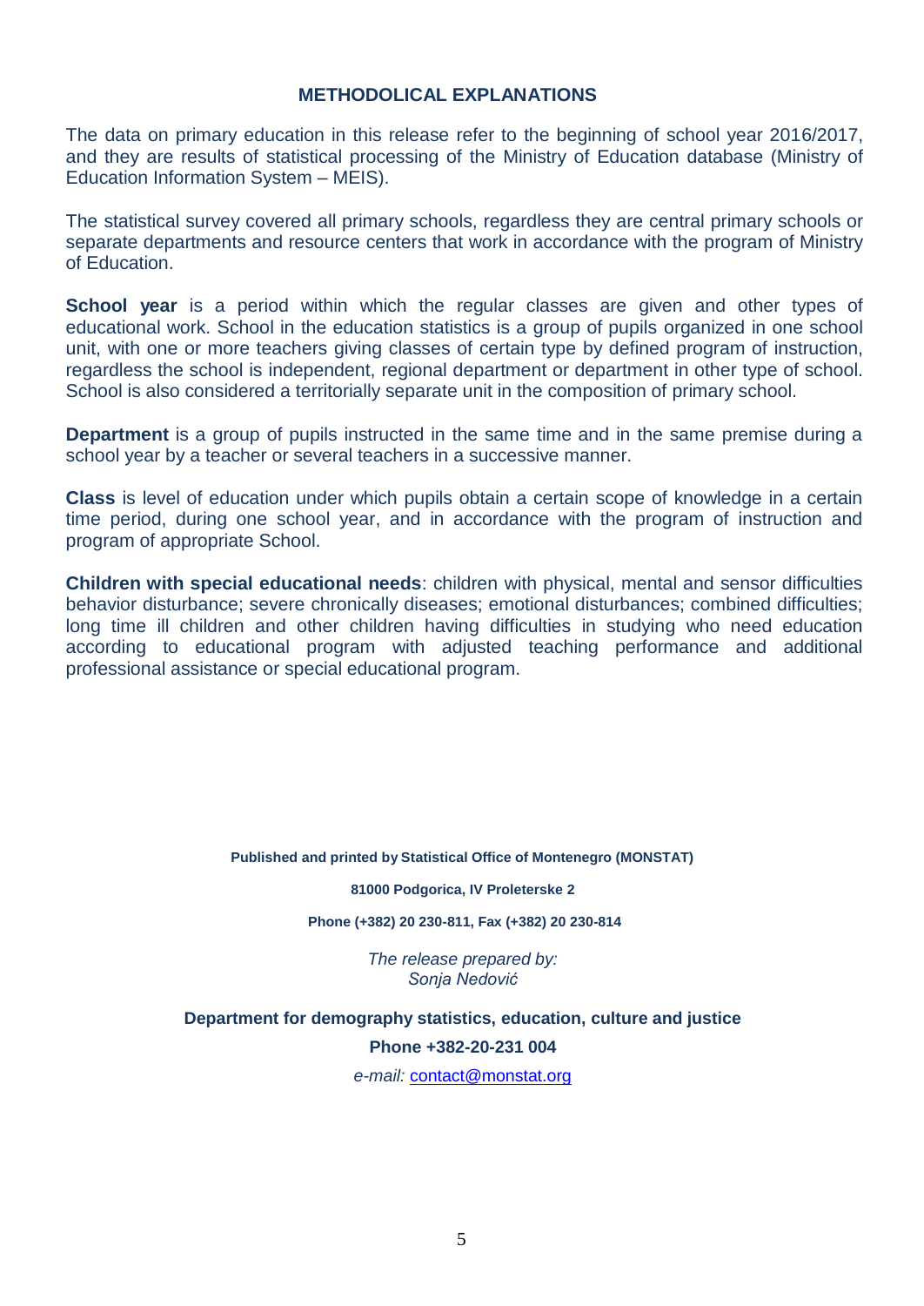## METHODOLOGICAL EXPLANATIONS

The data on primary education in this release refer to the beginning of school year 2016/2017, and they are results of statistical processing of the Ministry of Education database (Ministry of Education Information System – MEIS).

The statistical survey covered all primary schools, regardless they are central primary schools or separate departments and resource centers that work in accordance with the program of Ministry of Education.

**School year** is a period within which the regular classes are given and other types of educational work. School in the education statistics is a group of pupils organized in one school unit, with one or more teachers giving classes of certain type by defined program of instruction, regardless the school is independent, regional department or department in other type of school. School is also considered a territorially separate unit in the composition of primary school.

**Department** is a group of pupils instructed in the same time and in the same premise during a school year by a teacher or several teachers in a successive manner.

**Class** is level of education under which pupils obtain a certain scope of knowledge in a certain time period, during one school year, and in accordance with the program of instruction and program of appropriate School.

**Children with special educational needs**: children with physical, mental and sensor difficulties behavior disturbance; severe chronically diseases; emotional disturbances; combined difficulties; long time ill children and other children having difficulties in studying who need education according to educational program with adjusted teaching performance and additional professional assistance or special educational program.

**Published and printed by Statistical Office of Montenegro (MONSTAT)**

**81000 Podgorica, IV Proleterske 2**

**Phone (+382) 20 230-811, Fax (+382) 20 230-814**

*The release prepared by:*
*Sonja Nedović*

**Department for demography statistics, education, culture and justice**

**Phone +382-20-231 004**

*e-mail:* contact@monstat.org